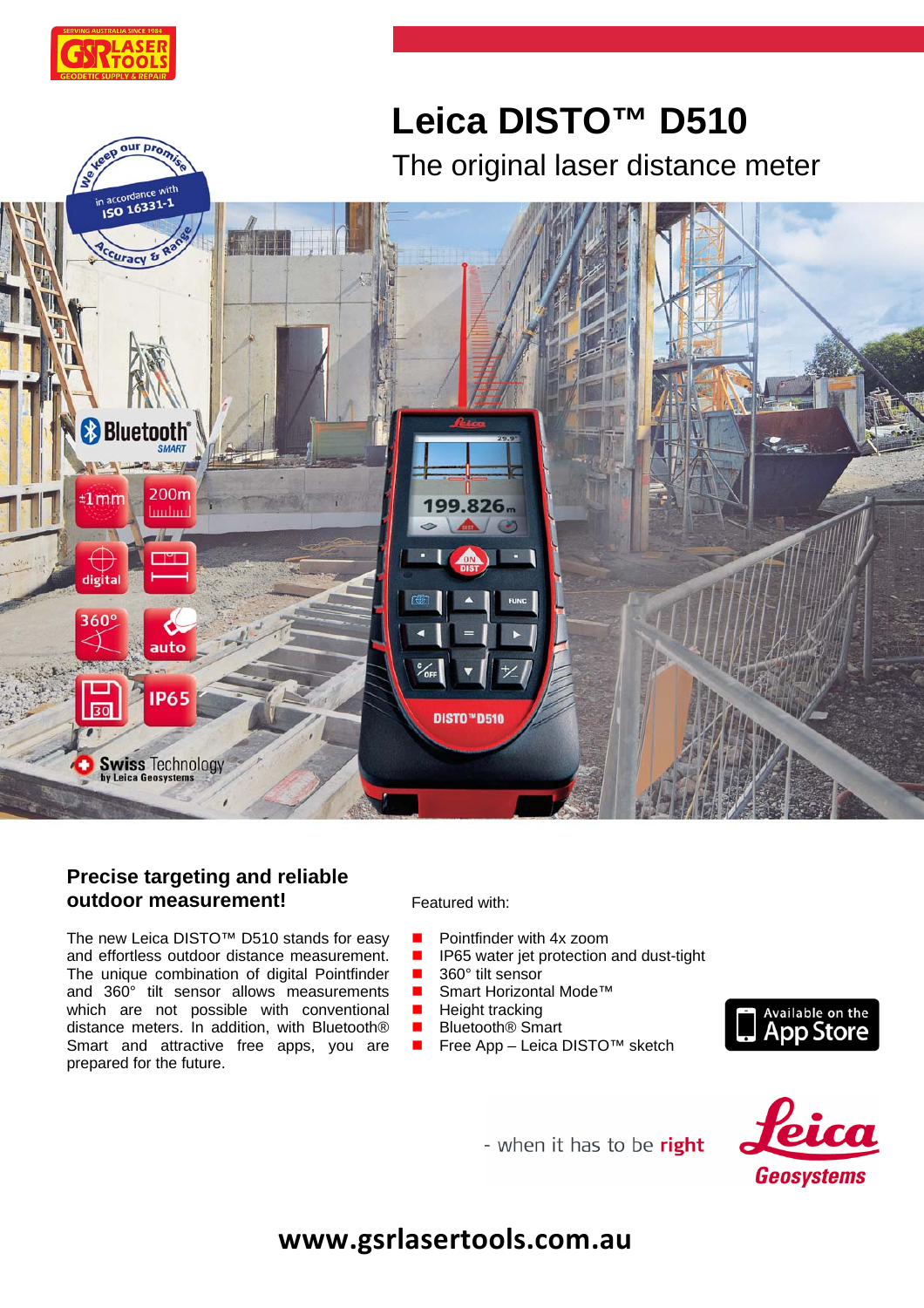# Leica DISTO™ D510

## The original laser distance meter

## Precise targeting and reliable outdoor measurement!

The new Leica DISTO™ D510 stands for easy and effortless outdoor distance measurement. The unique combination of digital Pointfinder and 360° tilt sensor allows measurements which are not possible with conventional distance meters. In addition, with Bluetooth® Smart and attractive free apps, you are prepared for the future.

Featured with:

- Pointfinder with 4x zoom
- IP65 water jet protection and dust-tight
- 360° tilt sensor
- Smart Horizontal Mode™
- Height tracking
- Bluetooth® Smart
- Free App – Leica DISTO™ sketch

Available on the App Store

- when it has to be **right**

Leica Geosystems

**www.gsrlasertools.com.au**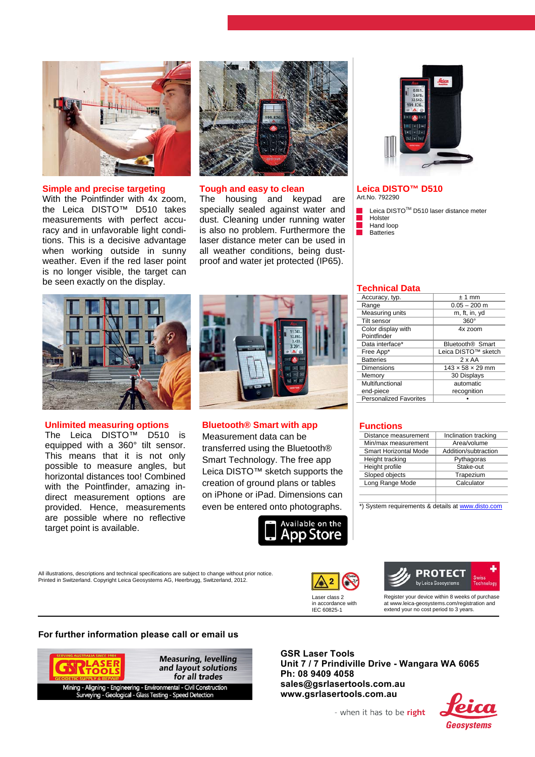## Simple and precise targeting

With the Pointfinder with 4x zoom, the Leica DISTO™ D510 takes measurements with perfect accuracy and in unfavorable light conditions. This is a decisive advantage when working outside in sunny weather. Even if the red laser point is no longer visible, the target can be seen exactly on the display.

## Tough and easy to clean

The housing and keypad are specially sealed against water and dust. Cleaning under running water is also no problem. Furthermore the laser distance meter can be used in all weather conditions, being dust-proof and water jet protected (IP65).

## Unlimited measuring options

The Leica DISTO™ D510 is equipped with a 360° tilt sensor. This means that it is not only possible to measure angles, but horizontal distances too! Combined with the Pointfinder, amazing indirect measurement options are provided. Hence, measurements are possible where no reflective target point is available.

## Bluetooth® Smart with app

Measurement data can be transferred using the Bluetooth® Smart Technology. The free app Leica DISTO™ sketch supports the creation of ground plans or tables on iPhone or iPad. Dimensions can even be entered onto photographs.

Available on the App Store

## Leica DISTO™ D510

Art.No. 792290

- Leica DISTO™ D510 laser distance meter
- Holster
- Hand loop
- Batteries

## Technical Data

| | |
|---|---|
| Accuracy, typ. | ± 1 mm |
| Range | 0.05 – 200 m |
| Measuring units | m, ft, in, yd |
| Tilt sensor | 360° |
| Color display with Pointfinder | 4x zoom |
| Data interface* | Bluetooth® Smart |
| Free App* | Leica DISTO™ sketch |
| Batteries | 2 x AA |
| Dimensions | 143 × 58 × 29 mm |
| Memory | 30 Displays |
| Multifunctional end-piece | automatic recognition |
| Personalized Favorites | • |

## Functions

| | |
|---|---|
| Distance measurement | Inclination tracking |
| Min/max measurement | Area/volume |
| Smart Horizontal Mode | Addition/subtraction |
| Height tracking | Pythagoras |
| Height profile | Stake-out |
| Sloped objects | Trapezium |
| Long Range Mode | Calculator |

*) System requirements & details at www.disto.com

All illustrations, descriptions and technical specifications are subject to change without prior notice.
Printed in Switzerland. Copyright Leica Geosystems AG, Heerbrugg, Switzerland, 2012.

Laser class 2 in accordance with IEC 60825-1

PROTECT by Leica Geosystems – Swiss Technology

Register your device within 8 weeks of purchase at www.leica-geosystems.com/registration and extend your no cost period to 3 years.

**For further information please call or email us**

GSR Laser Tools – Serving Australia since 1984 – Geodetic Supply & Repair

Measuring, levelling and layout solutions for all trades

Mining - Aligning - Engineering - Environmental - Civil Construction
Surveying - Geological - Glass Testing - Speed Detection

**GSR Laser Tools**
**Unit 7 / 7 Prindiville Drive - Wangara WA 6065**
**Ph: 08 9409 4058**
**sales@gsrlasertools.com.au**
**www.gsrlasertools.com.au**

- when it has to be **right**

Leica Geosystems